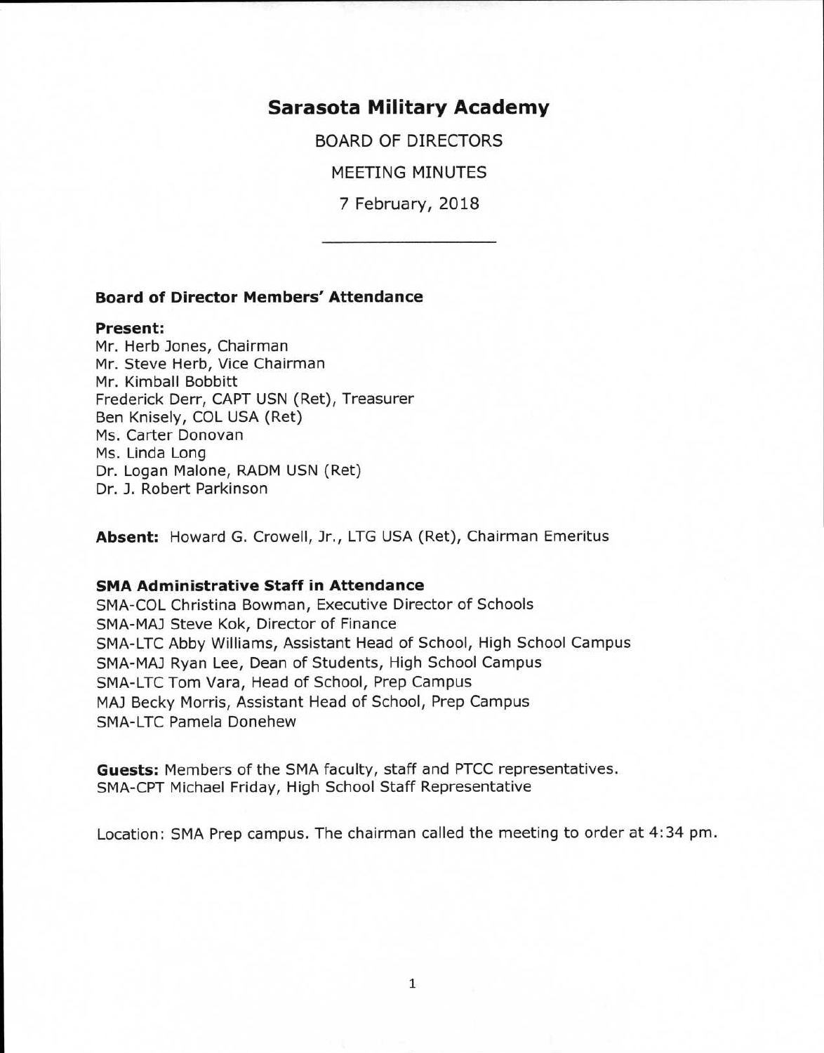# Sarasota Military Academy

BOARD OF DIRECTORS

MEETING MINUTES

7 February, 2018

---

**Board of Director Members' Attendance**

**Present:**
Mr. Herb Jones, Chairman
Mr. Steve Herb, Vice Chairman
Mr. Kimball Bobbitt
Frederick Derr, CAPT USN (Ret), Treasurer
Ben Knisely, COL USA (Ret)
Ms. Carter Donovan
Ms. Linda Long
Dr. Logan Malone, RADM USN (Ret)
Dr. J. Robert Parkinson

**Absent:** Howard G. Crowell, Jr., LTG USA (Ret), Chairman Emeritus

**SMA Administrative Staff in Attendance**
SMA-COL Christina Bowman, Executive Director of Schools
SMA-MAJ Steve Kok, Director of Finance
SMA-LTC Abby Williams, Assistant Head of School, High School Campus
SMA-MAJ Ryan Lee, Dean of Students, High School Campus
SMA-LTC Tom Vara, Head of School, Prep Campus
MAJ Becky Morris, Assistant Head of School, Prep Campus
SMA-LTC Pamela Donehew

**Guests:** Members of the SMA faculty, staff and PTCC representatives.
SMA-CPT Michael Friday, High School Staff Representative

Location: SMA Prep campus. The chairman called the meeting to order at 4:34 pm.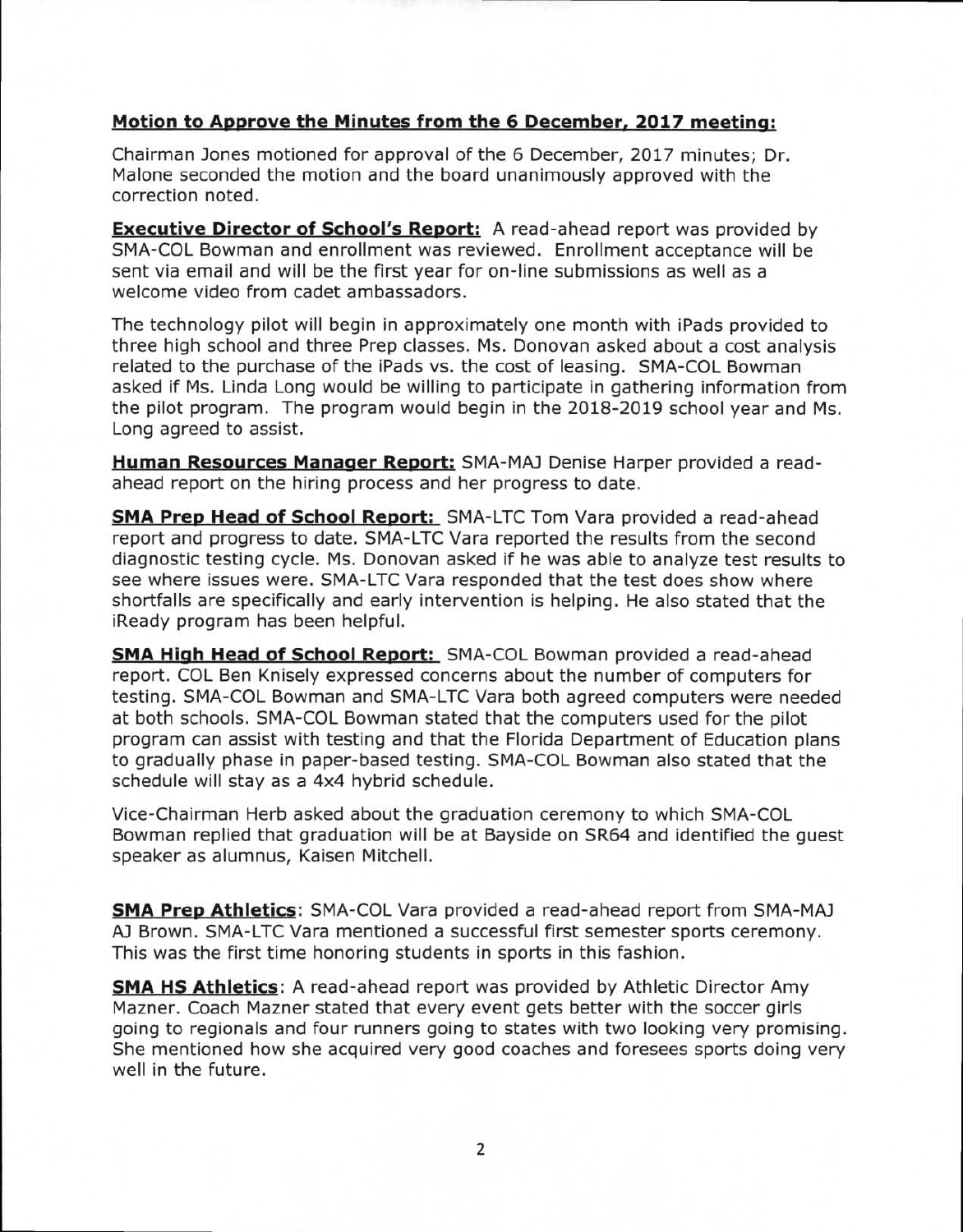**Motion to Approve the Minutes from the 6 December, 2017 meeting:**

Chairman Jones motioned for approval of the 6 December, 2017 minutes; Dr. Malone seconded the motion and the board unanimously approved with the correction noted.

**Executive Director of School's Report:** A read-ahead report was provided by SMA-COL Bowman and enrollment was reviewed. Enrollment acceptance will be sent via email and will be the first year for on-line submissions as well as a welcome video from cadet ambassadors.

The technology pilot will begin in approximately one month with iPads provided to three high school and three Prep classes. Ms. Donovan asked about a cost analysis related to the purchase of the iPads vs. the cost of leasing. SMA-COL Bowman asked if Ms. Linda Long would be willing to participate in gathering information from the pilot program. The program would begin in the 2018-2019 school year and Ms. Long agreed to assist.

**Human Resources Manager Report:** SMA-MAJ Denise Harper provided a read-ahead report on the hiring process and her progress to date.

**SMA Prep Head of School Report:** SMA-LTC Tom Vara provided a read-ahead report and progress to date. SMA-LTC Vara reported the results from the second diagnostic testing cycle. Ms. Donovan asked if he was able to analyze test results to see where issues were. SMA-LTC Vara responded that the test does show where shortfalls are specifically and early intervention is helping. He also stated that the iReady program has been helpful.

**SMA High Head of School Report:** SMA-COL Bowman provided a read-ahead report. COL Ben Knisely expressed concerns about the number of computers for testing. SMA-COL Bowman and SMA-LTC Vara both agreed computers were needed at both schools. SMA-COL Bowman stated that the computers used for the pilot program can assist with testing and that the Florida Department of Education plans to gradually phase in paper-based testing. SMA-COL Bowman also stated that the schedule will stay as a 4x4 hybrid schedule.

Vice-Chairman Herb asked about the graduation ceremony to which SMA-COL Bowman replied that graduation will be at Bayside on SR64 and identified the guest speaker as alumnus, Kaisen Mitchell.

**SMA Prep Athletics**: SMA-COL Vara provided a read-ahead report from SMA-MAJ AJ Brown. SMA-LTC Vara mentioned a successful first semester sports ceremony. This was the first time honoring students in sports in this fashion.

**SMA HS Athletics**: A read-ahead report was provided by Athletic Director Amy Mazner. Coach Mazner stated that every event gets better with the soccer girls going to regionals and four runners going to states with two looking very promising. She mentioned how she acquired very good coaches and foresees sports doing very well in the future.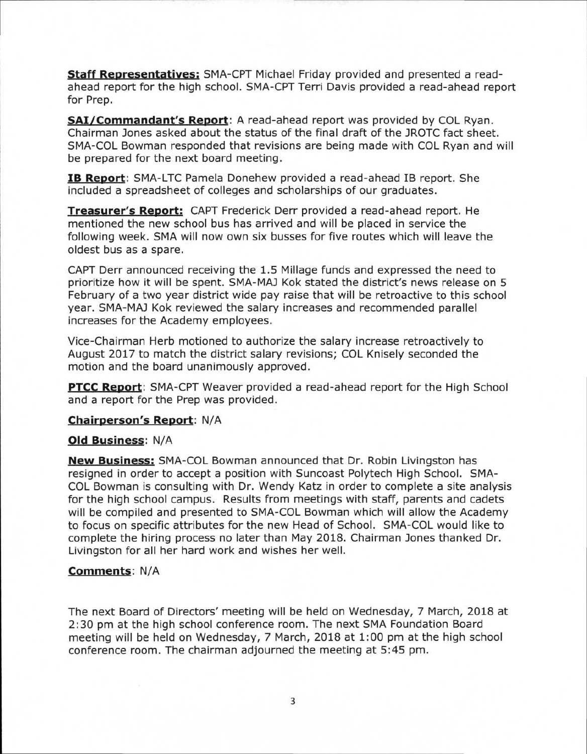**Staff Representatives:** SMA-CPT Michael Friday provided and presented a read-ahead report for the high school. SMA-CPT Terri Davis provided a read-ahead report for Prep.

**SAI/Commandant's Report**: A read-ahead report was provided by COL Ryan. Chairman Jones asked about the status of the final draft of the JROTC fact sheet. SMA-COL Bowman responded that revisions are being made with COL Ryan and will be prepared for the next board meeting.

**IB Report**: SMA-LTC Pamela Donehew provided a read-ahead IB report. She included a spreadsheet of colleges and scholarships of our graduates.

**Treasurer's Report:** CAPT Frederick Derr provided a read-ahead report. He mentioned the new school bus has arrived and will be placed in service the following week. SMA will now own six busses for five routes which will leave the oldest bus as a spare.

CAPT Derr announced receiving the 1.5 Millage funds and expressed the need to prioritize how it will be spent. SMA-MAJ Kok stated the district's news release on 5 February of a two year district wide pay raise that will be retroactive to this school year. SMA-MAJ Kok reviewed the salary increases and recommended parallel increases for the Academy employees.

Vice-Chairman Herb motioned to authorize the salary increase retroactively to August 2017 to match the district salary revisions; COL Knisely seconded the motion and the board unanimously approved.

**PTCC Report**: SMA-CPT Weaver provided a read-ahead report for the High School and a report for the Prep was provided.

**Chairperson's Report**: N/A

**Old Business**: N/A

**New Business:** SMA-COL Bowman announced that Dr. Robin Livingston has resigned in order to accept a position with Suncoast Polytech High School. SMA-COL Bowman is consulting with Dr. Wendy Katz in order to complete a site analysis for the high school campus. Results from meetings with staff, parents and cadets will be compiled and presented to SMA-COL Bowman which will allow the Academy to focus on specific attributes for the new Head of School. SMA-COL would like to complete the hiring process no later than May 2018. Chairman Jones thanked Dr. Livingston for all her hard work and wishes her well.

**Comments**: N/A

The next Board of Directors' meeting will be held on Wednesday, 7 March, 2018 at 2:30 pm at the high school conference room. The next SMA Foundation Board meeting will be held on Wednesday, 7 March, 2018 at 1:00 pm at the high school conference room. The chairman adjourned the meeting at 5:45 pm.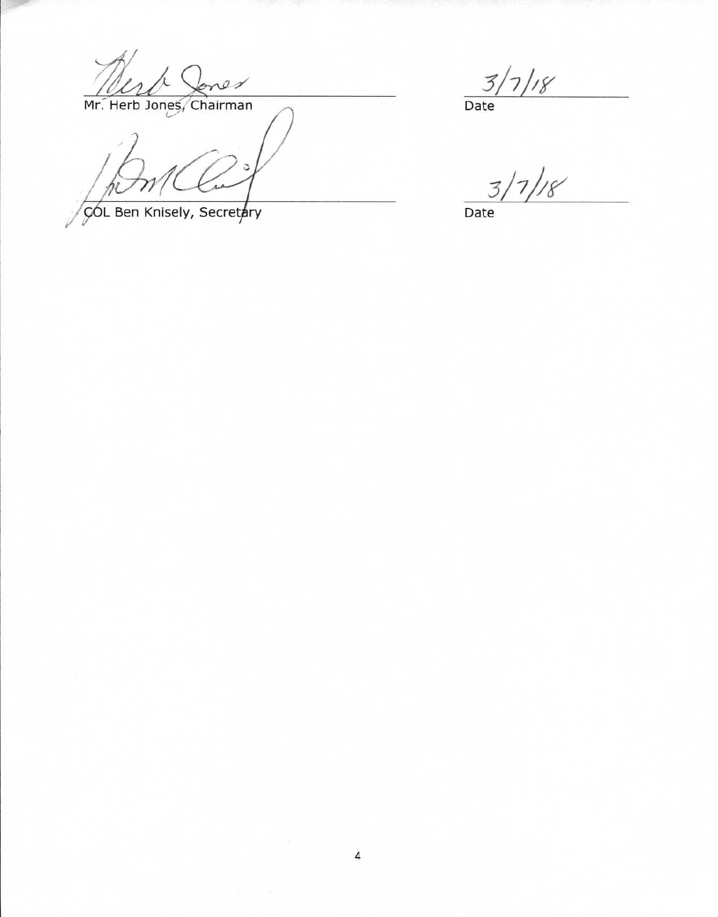Herb Jones

Mr. Herb Jones, Chairman

3/7/18

Date

COL Ben Knisely, Secretary

3/7/18

Date